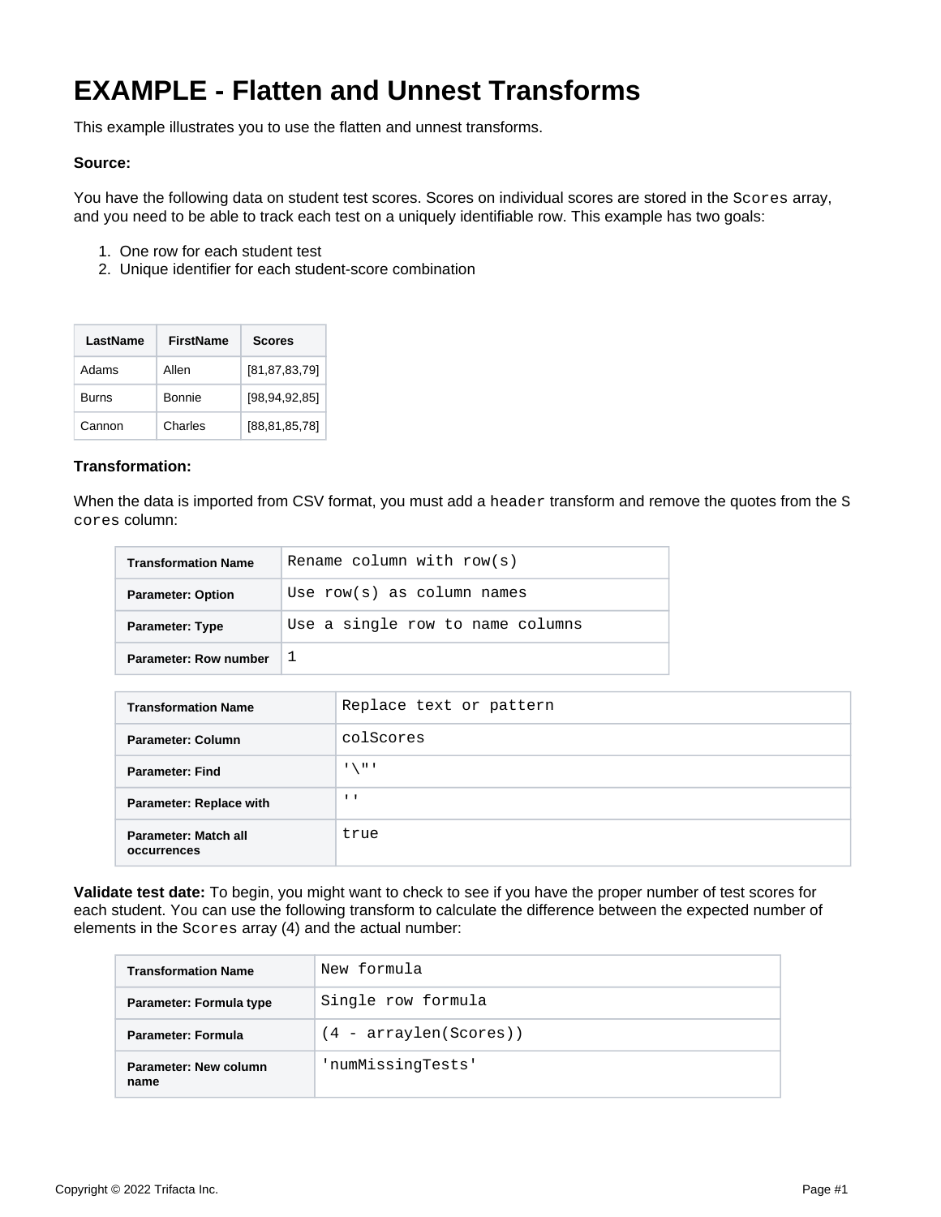# EXAMPLE - Flatten and Unnest Transforms

This example illustrates you to use the flatten and unnest transforms.

**Source:**

You have the following data on student test scores. Scores on individual scores are stored in the `Scores` array, and you need to be able to track each test on a uniquely identifiable row. This example has two goals:

1. One row for each student test
2. Unique identifier for each student-score combination

| LastName | FirstName | Scores |
| --- | --- | --- |
| Adams | Allen | [81,87,83,79] |
| Burns | Bonnie | [98,94,92,85] |
| Cannon | Charles | [88,81,85,78] |

**Transformation:**

When the data is imported from CSV format, you must add a `header` transform and remove the quotes from the `Scores` column:

| Transformation Name | `Rename column with row(s)` |
| --- | --- |
| Parameter: Option | `Use row(s) as column names` |
| Parameter: Type | `Use a single row to name columns` |
| Parameter: Row number | `1` |

| Transformation Name | `Replace text or pattern` |
| --- | --- |
| Parameter: Column | `colScores` |
| Parameter: Find | `'\"'` |
| Parameter: Replace with | `''` |
| Parameter: Match all occurrences | `true` |

**Validate test date:** To begin, you might want to check to see if you have the proper number of test scores for each student. You can use the following transform to calculate the difference between the expected number of elements in the `Scores` array (4) and the actual number:

| Transformation Name | `New formula` |
| --- | --- |
| Parameter: Formula type | `Single row formula` |
| Parameter: Formula | `(4 - arraylen(Scores))` |
| Parameter: New column name | `'numMissingTests'` |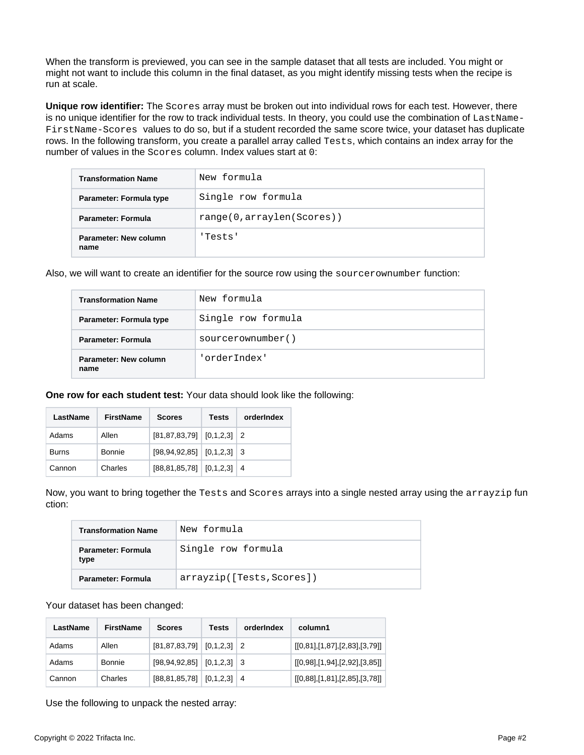When the transform is previewed, you can see in the sample dataset that all tests are included. You might or might not want to include this column in the final dataset, as you might identify missing tests when the recipe is run at scale.

**Unique row identifier:** The `Scores` array must be broken out into individual rows for each test. However, there is no unique identifier for the row to track individual tests. In theory, you could use the combination of `LastName-FirstName-Scores` values to do so, but if a student recorded the same score twice, your dataset has duplicate rows. In the following transform, you create a parallel array called `Tests`, which contains an index array for the number of values in the `Scores` column. Index values start at `0`:

| Transformation Name | `New formula` |
|---|---|
| Parameter: Formula type | `Single row formula` |
| Parameter: Formula | `range(0,arraylen(Scores))` |
| Parameter: New column name | `'Tests'` |

Also, we will want to create an identifier for the source row using the `sourcerownumber` function:

| Transformation Name | `New formula` |
|---|---|
| Parameter: Formula type | `Single row formula` |
| Parameter: Formula | `sourcerownumber()` |
| Parameter: New column name | `'orderIndex'` |

**One row for each student test:** Your data should look like the following:

| LastName | FirstName | Scores | Tests | orderIndex |
|---|---|---|---|---|
| Adams | Allen | [81,87,83,79] | [0,1,2,3] | 2 |
| Burns | Bonnie | [98,94,92,85] | [0,1,2,3] | 3 |
| Cannon | Charles | [88,81,85,78] | [0,1,2,3] | 4 |

Now, you want to bring together the `Tests` and `Scores` arrays into a single nested array using the `arrayzip` function:

| Transformation Name | `New formula` |
|---|---|
| Parameter: Formula type | `Single row formula` |
| Parameter: Formula | `arrayzip([Tests,Scores])` |

Your dataset has been changed:

| LastName | FirstName | Scores | Tests | orderIndex | column1 |
|---|---|---|---|---|---|
| Adams | Allen | [81,87,83,79] | [0,1,2,3] | 2 | [[0,81],[1,87],[2,83],[3,79]] |
| Adams | Bonnie | [98,94,92,85] | [0,1,2,3] | 3 | [[0,98],[1,94],[2,92],[3,85]] |
| Cannon | Charles | [88,81,85,78] | [0,1,2,3] | 4 | [[0,88],[1,81],[2,85],[3,78]] |

Use the following to unpack the nested array: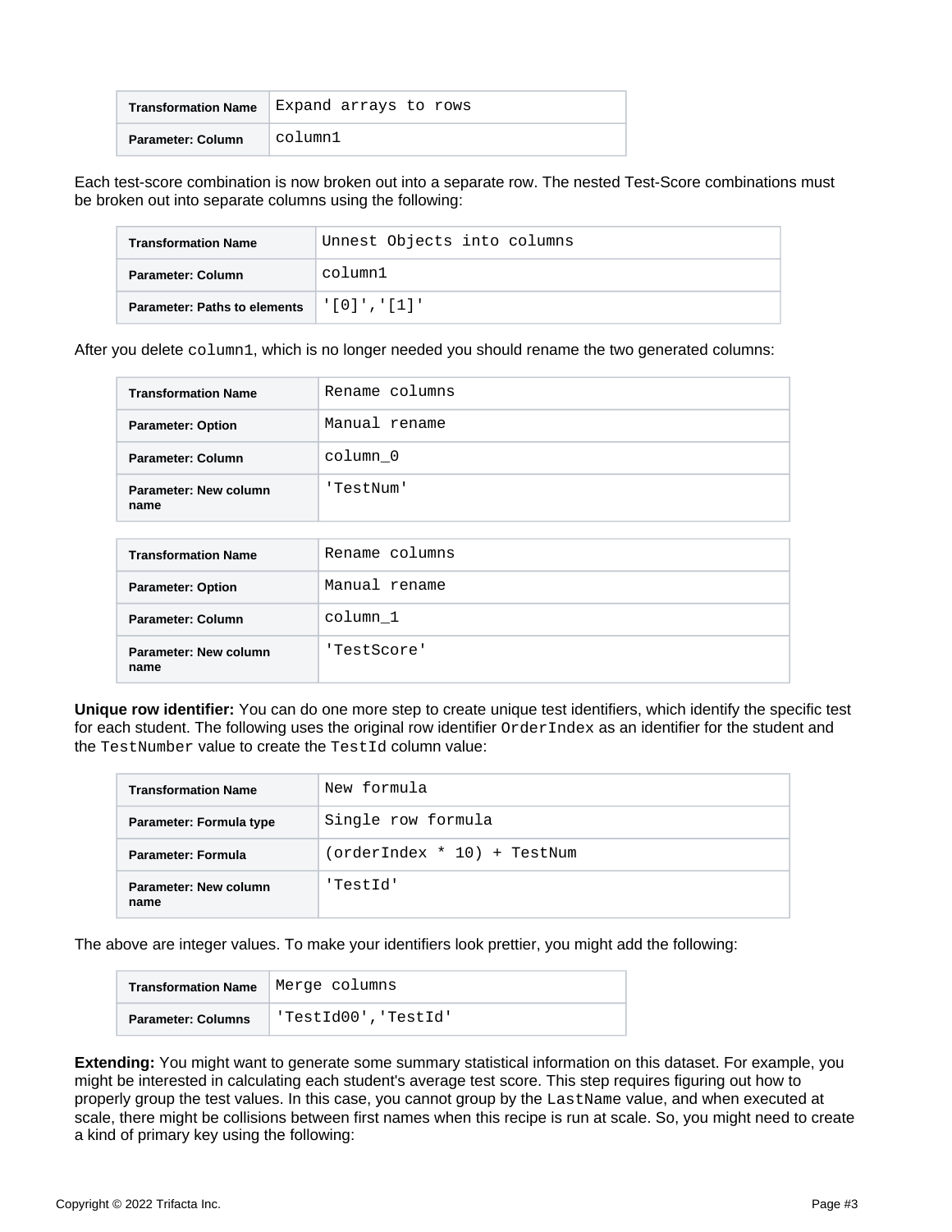| Transformation Name | Expand arrays to rows |
| --- | --- |
| Parameter: Column | column1 |

Each test-score combination is now broken out into a separate row. The nested Test-Score combinations must be broken out into separate columns using the following:

| Transformation Name | Unnest Objects into columns |
| --- | --- |
| Parameter: Column | column1 |
| Parameter: Paths to elements | '[0]','[1]' |

After you delete `column1`, which is no longer needed you should rename the two generated columns:

| Transformation Name | Rename columns |
| --- | --- |
| Parameter: Option | Manual rename |
| Parameter: Column | column_0 |
| Parameter: New column name | 'TestNum' |

| Transformation Name | Rename columns |
| --- | --- |
| Parameter: Option | Manual rename |
| Parameter: Column | column_1 |
| Parameter: New column name | 'TestScore' |

**Unique row identifier:** You can do one more step to create unique test identifiers, which identify the specific test for each student. The following uses the original row identifier `OrderIndex` as an identifier for the student and the `TestNumber` value to create the `TestId` column value:

| Transformation Name | New formula |
| --- | --- |
| Parameter: Formula type | Single row formula |
| Parameter: Formula | (orderIndex * 10) + TestNum |
| Parameter: New column name | 'TestId' |

The above are integer values. To make your identifiers look prettier, you might add the following:

| Transformation Name | Merge columns |
| --- | --- |
| Parameter: Columns | 'TestId00','TestId' |

**Extending:** You might want to generate some summary statistical information on this dataset. For example, you might be interested in calculating each student's average test score. This step requires figuring out how to properly group the test values. In this case, you cannot group by the `LastName` value, and when executed at scale, there might be collisions between first names when this recipe is run at scale. So, you might need to create a kind of primary key using the following: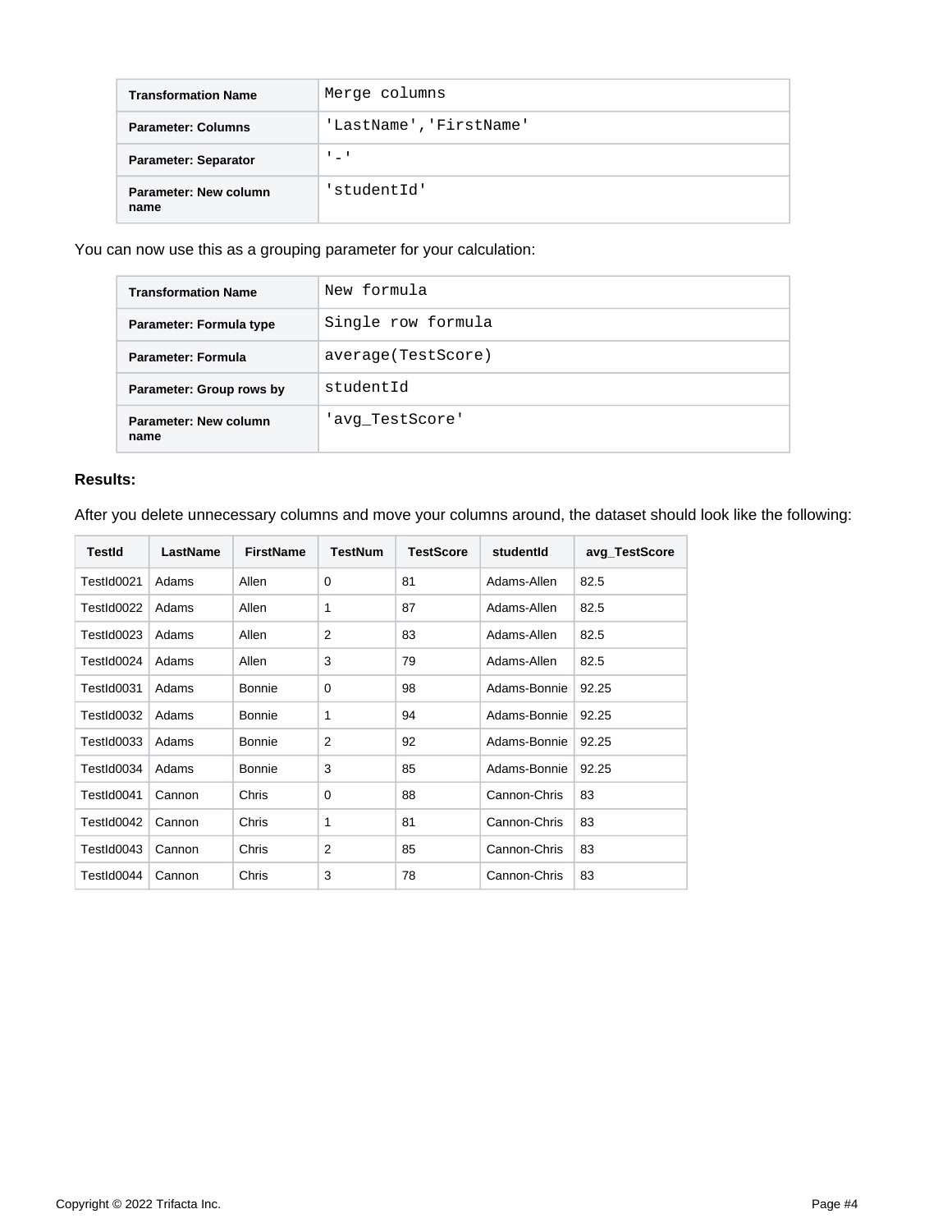| Transformation Name | Merge columns |
| --- | --- |
| Parameter: Columns | 'LastName','FirstName' |
| Parameter: Separator | '-' |
| Parameter: New column name | 'studentId' |

You can now use this as a grouping parameter for your calculation:

| Transformation Name | New formula |
| --- | --- |
| Parameter: Formula type | Single row formula |
| Parameter: Formula | average(TestScore) |
| Parameter: Group rows by | studentId |
| Parameter: New column name | 'avg_TestScore' |

**Results:**

After you delete unnecessary columns and move your columns around, the dataset should look like the following:

| TestId | LastName | FirstName | TestNum | TestScore | studentId | avg_TestScore |
| --- | --- | --- | --- | --- | --- | --- |
| TestId0021 | Adams | Allen | 0 | 81 | Adams-Allen | 82.5 |
| TestId0022 | Adams | Allen | 1 | 87 | Adams-Allen | 82.5 |
| TestId0023 | Adams | Allen | 2 | 83 | Adams-Allen | 82.5 |
| TestId0024 | Adams | Allen | 3 | 79 | Adams-Allen | 82.5 |
| TestId0031 | Adams | Bonnie | 0 | 98 | Adams-Bonnie | 92.25 |
| TestId0032 | Adams | Bonnie | 1 | 94 | Adams-Bonnie | 92.25 |
| TestId0033 | Adams | Bonnie | 2 | 92 | Adams-Bonnie | 92.25 |
| TestId0034 | Adams | Bonnie | 3 | 85 | Adams-Bonnie | 92.25 |
| TestId0041 | Cannon | Chris | 0 | 88 | Cannon-Chris | 83 |
| TestId0042 | Cannon | Chris | 1 | 81 | Cannon-Chris | 83 |
| TestId0043 | Cannon | Chris | 2 | 85 | Cannon-Chris | 83 |
| TestId0044 | Cannon | Chris | 3 | 78 | Cannon-Chris | 83 |